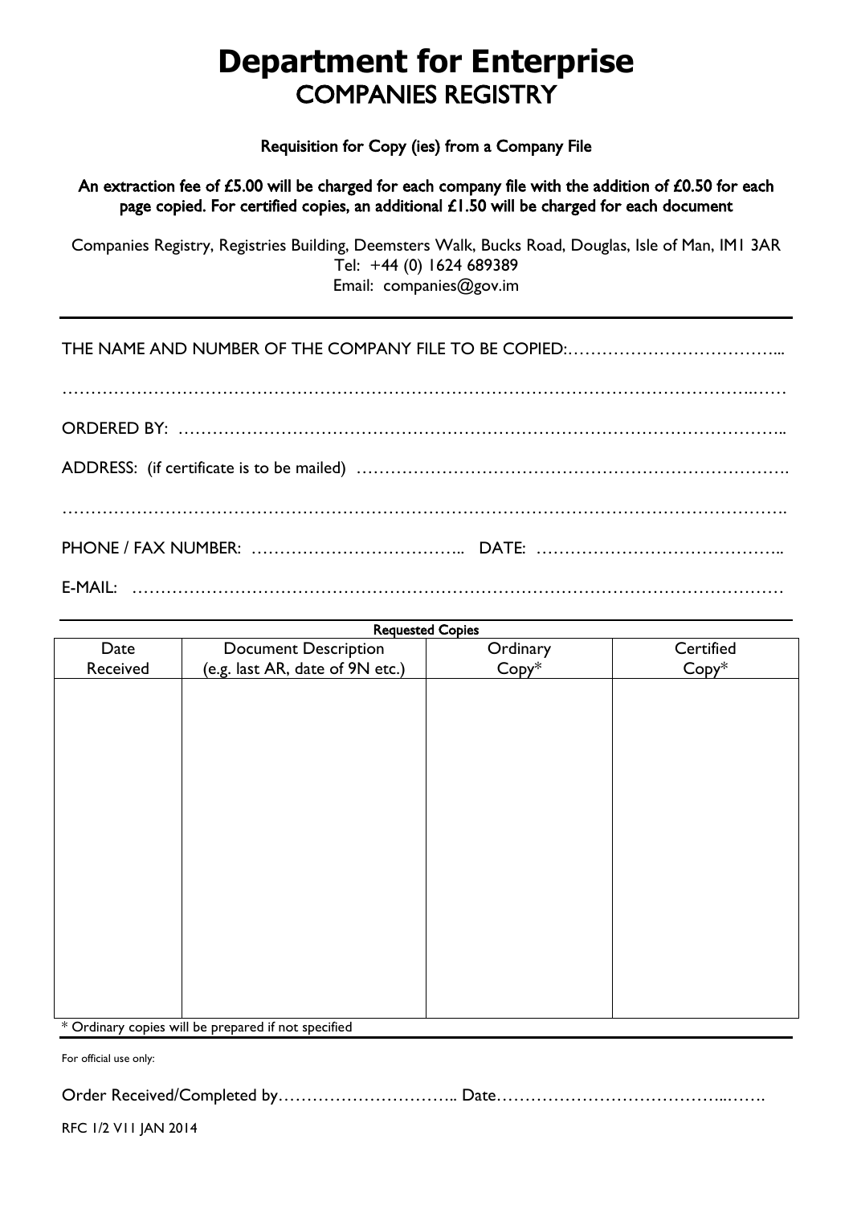# Department for Enterprise

## COMPANIES REGISTRY

**Requisition for Copy (ies) from a Company File**

**An extraction fee of £5.00 will be charged for each company file with the addition of £0.50 for each page copied. For certified copies, an additional £1.50 will be charged for each document**

Companies Registry, Registries Building, Deemsters Walk, Bucks Road, Douglas, Isle of Man, IM1 3AR
Tel: +44 (0) 1624 689389
Email: companies@gov.im

---

THE NAME AND NUMBER OF THE COMPANY FILE TO BE COPIED:……………………………...

…………………………………………………………………………………………………………

ORDERED BY: ……………………………………………………………………………………..

ADDRESS: (if certificate is to be mailed) ……………………………………………………………….

…………………………………………………………………………………………………………

PHONE / FAX NUMBER: ……………………………….. DATE: …………………………………..

E-MAIL: …………………………………………………………………………………………………

**Requested Copies**

| Date Received | Document Description (e.g. last AR, date of 9N etc.) | Ordinary Copy* | Certified Copy* |
|---|---|---|---|
| | | | |

\* Ordinary copies will be prepared if not specified

For official use only:

Order Received/Completed by………………………….. Date…………………………………..…….

RFC 1/2 V11 JAN 2014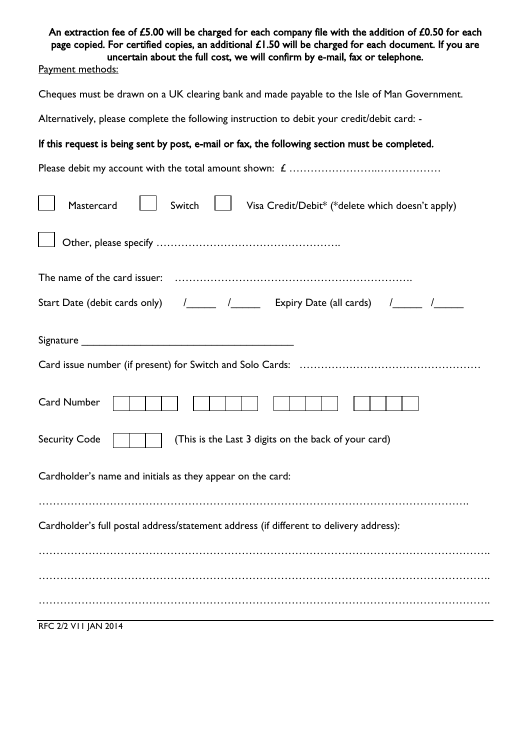**An extraction fee of £5.00 will be charged for each company file with the addition of £0.50 for each page copied. For certified copies, an additional £1.50 will be charged for each document. If you are uncertain about the full cost, we will confirm by e-mail, fax or telephone.**

Payment methods:

Cheques must be drawn on a UK clearing bank and made payable to the Isle of Man Government.

Alternatively, please complete the following instruction to debit your credit/debit card: -

**If this request is being sent by post, e-mail or fax, the following section must be completed.**

Please debit my account with the total amount shown: £ ……………………..………………

☐ Mastercard ☐ Switch ☐ Visa Credit/Debit* (*delete which doesn't apply)

☐ Other, please specify …………………………………………….

The name of the card issuer: ………………………………………………………….

Start Date (debit cards only) /_____ /_____ Expiry Date (all cards) /_____ /_____

Signature ___________________________________

Card issue number (if present) for Switch and Solo Cards: ……………………………………………

Card Number ☐☐☐☐ ☐☐☐☐ ☐☐☐☐ ☐☐☐☐

Security Code ☐☐☐ (This is the Last 3 digits on the back of your card)

Cardholder's name and initials as they appear on the card:

……………………………………………………………………………………………………….

Cardholder's full postal address/statement address (if different to delivery address):

………………………………………………………………………………………………………….

………………………………………………………………………………………………………….

………………………………………………………………………………………………………….

RFC 2/2 V11 JAN 2014